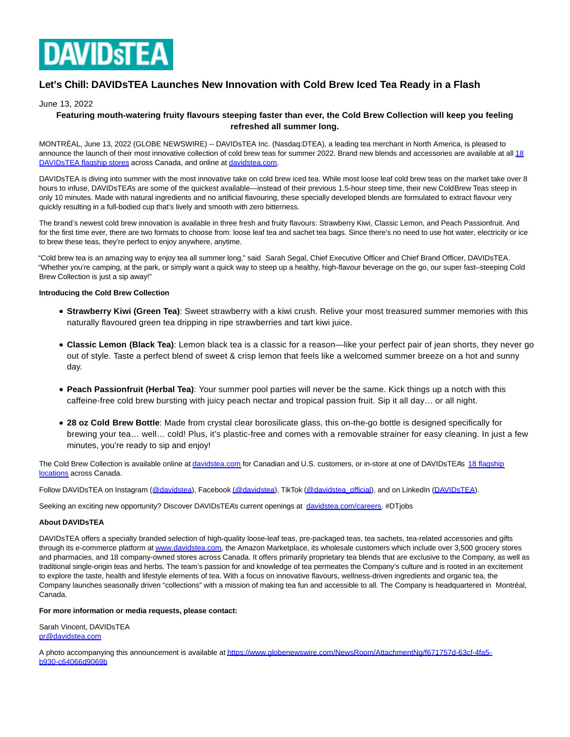DAVIDsTEA

# Let's Chill: DAVIDsTEA Launches New Innovation with Cold Brew Iced Tea Ready in a Flash

June 13, 2022

**Featuring mouth-watering fruity flavours steeping faster than ever, the Cold Brew Collection will keep you feeling refreshed all summer long.**

MONTRÉAL, June 13, 2022 (GLOBE NEWSWIRE) -- DAVIDsTEA Inc. (Nasdaq:DTEA), a leading tea merchant in North America, is pleased to announce the launch of their most innovative collection of cold brew teas for summer 2022. Brand new blends and accessories are available at all [18 DAVIDsTEA flagship stores](18 DAVIDsTEA flagship stores) across Canada, and online at [davidstea.com](davidstea.com).

DAVIDsTEA is diving into summer with the most innovative take on cold brew iced tea. While most loose leaf cold brew teas on the market take over 8 hours to infuse, DAVIDsTEA's are some of the quickest available—instead of their previous 1.5-hour steep time, their new ColdBrew Teas steep in only 10 minutes. Made with natural ingredients and no artificial flavouring, these specially developed blends are formulated to extract flavour very quickly resulting in a full-bodied cup that's lively and smooth with zero bitterness.

The brand's newest cold brew innovation is available in three fresh and fruity flavours: Strawberry Kiwi, Classic Lemon, and Peach Passionfruit. And for the first time ever, there are two formats to choose from: loose leaf tea and sachet tea bags. Since there's no need to use hot water, electricity or ice to brew these teas, they're perfect to enjoy anywhere, anytime.

"Cold brew tea is an amazing way to enjoy tea all summer long," said Sarah Segal, Chief Executive Officer and Chief Brand Officer, DAVIDsTEA. "Whether you're camping, at the park, or simply want a quick way to steep up a healthy, high-flavour beverage on the go, our super fast–steeping Cold Brew Collection is just a sip away!"

**Introducing the Cold Brew Collection**

- **Strawberry Kiwi (Green Tea)**: Sweet strawberry with a kiwi crush. Relive your most treasured summer memories with this naturally flavoured green tea dripping in ripe strawberries and tart kiwi juice.
- **Classic Lemon (Black Tea)**: Lemon black tea is a classic for a reason—like your perfect pair of jean shorts, they never go out of style. Taste a perfect blend of sweet & crisp lemon that feels like a welcomed summer breeze on a hot and sunny day.
- **Peach Passionfruit (Herbal Tea)**: Your summer pool parties will never be the same. Kick things up a notch with this caffeine-free cold brew bursting with juicy peach nectar and tropical passion fruit. Sip it all day… or all night.
- **28 oz Cold Brew Bottle**: Made from crystal clear borosilicate glass, this on-the-go bottle is designed specifically for brewing your tea… well… cold! Plus, it's plastic-free and comes with a removable strainer for easy cleaning. In just a few minutes, you're ready to sip and enjoy!

The Cold Brew Collection is available online at [davidstea.com](davidstea.com) for Canadian and U.S. customers, or in-store at one of DAVIDsTEA's [18 flagship locations](18 flagship locations) across Canada.

Follow DAVIDsTEA on Instagram (@davidstea), Facebook (@davidstea), TikTok (@davidstea_official), and on LinkedIn (DAVIDsTEA).

Seeking an exciting new opportunity? Discover DAVIDsTEA's current openings at davidstea.com/careers. #DTjobs

**About DAVIDsTEA**

DAVIDsTEA offers a specialty branded selection of high-quality loose-leaf teas, pre-packaged teas, tea sachets, tea-related accessories and gifts through its e-commerce platform at www.davidstea.com, the Amazon Marketplace, its wholesale customers which include over 3,500 grocery stores and pharmacies, and 18 company-owned stores across Canada. It offers primarily proprietary tea blends that are exclusive to the Company, as well as traditional single-origin teas and herbs. The team's passion for and knowledge of tea permeates the Company's culture and is rooted in an excitement to explore the taste, health and lifestyle elements of tea. With a focus on innovative flavours, wellness-driven ingredients and organic tea, the Company launches seasonally driven "collections" with a mission of making tea fun and accessible to all. The Company is headquartered in Montréal, Canada.

**For more information or media requests, please contact:**

Sarah Vincent, DAVIDsTEA
pr@davidstea.com

A photo accompanying this announcement is available at https://www.globenewswire.com/NewsRoom/AttachmentNg/f671757d-63cf-4fa5-b930-c64066d9069b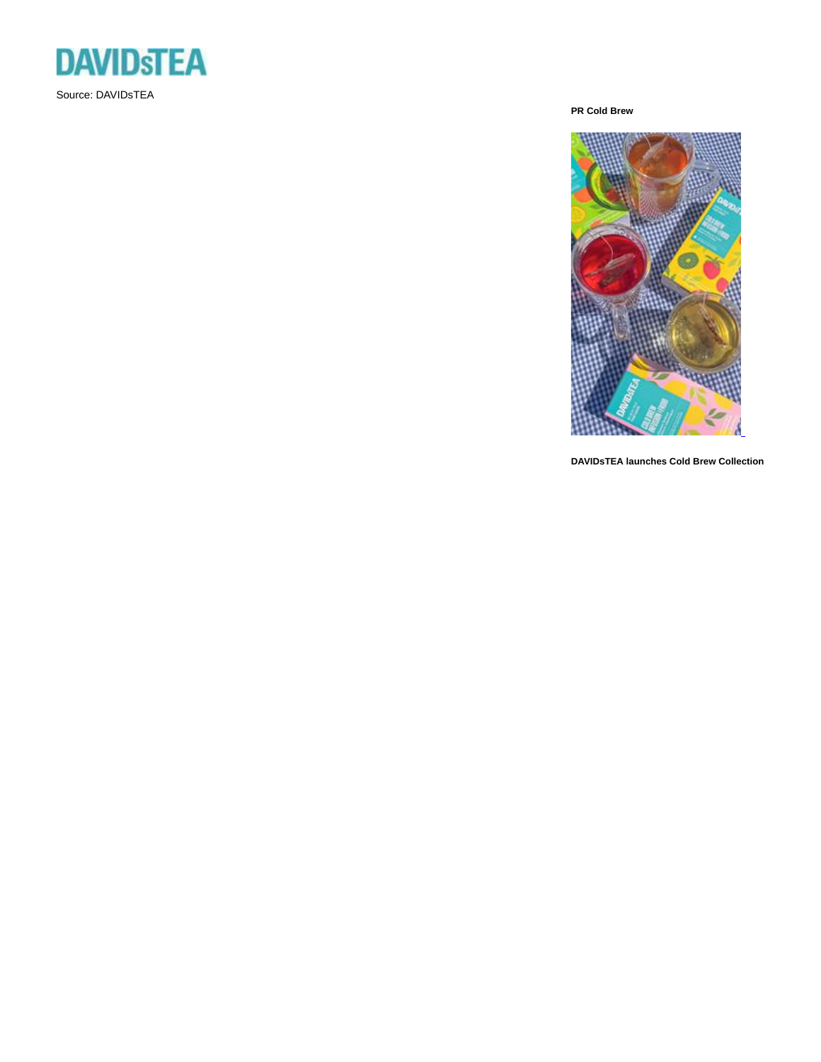Source: DAVIDsTEA

**PR Cold Brew**

**DAVIDsTEA launches Cold Brew Collection**